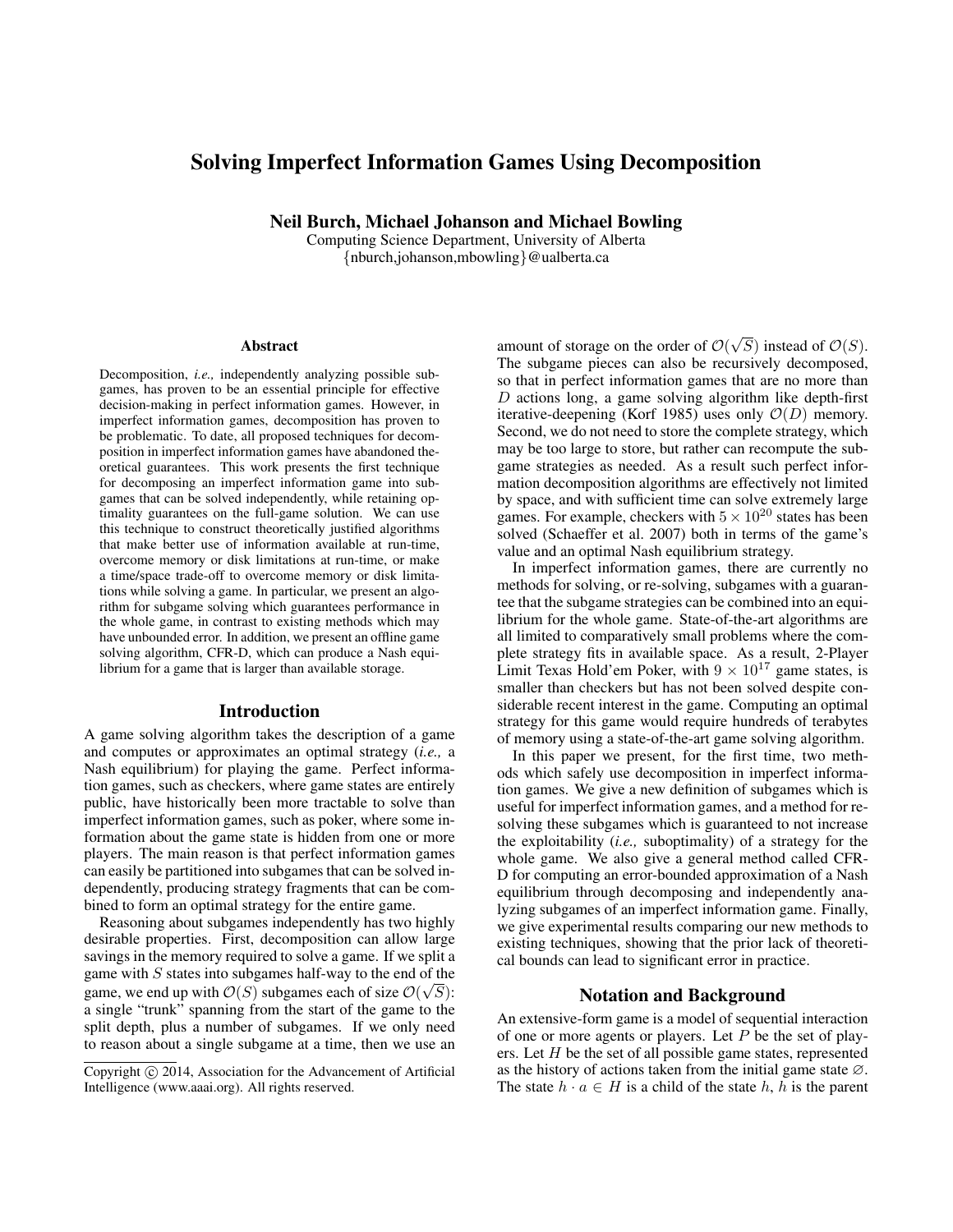# Solving Imperfect Information Games Using Decomposition

**Neil Burch, Michael Johanson and Michael Bowling**

Computing Science Department, University of Alberta
{nburch,johanson,mbowling}@ualberta.ca

### Abstract

Decomposition, *i.e.,* independently analyzing possible subgames, has proven to be an essential principle for effective decision-making in perfect information games. However, in imperfect information games, decomposition has proven to be problematic. To date, all proposed techniques for decomposition in imperfect information games have abandoned theoretical guarantees. This work presents the first technique for decomposing an imperfect information game into subgames that can be solved independently, while retaining optimality guarantees on the full-game solution. We can use this technique to construct theoretically justified algorithms that make better use of information available at run-time, overcome memory or disk limitations at run-time, or make a time/space trade-off to overcome memory or disk limitations while solving a game. In particular, we present an algorithm for subgame solving which guarantees performance in the whole game, in contrast to existing methods which may have unbounded error. In addition, we present an offline game solving algorithm, CFR-D, which can produce a Nash equilibrium for a game that is larger than available storage.

## Introduction

A game solving algorithm takes the description of a game and computes or approximates an optimal strategy (*i.e.,* a Nash equilibrium) for playing the game. Perfect information games, such as checkers, where game states are entirely public, have historically been more tractable to solve than imperfect information games, such as poker, where some information about the game state is hidden from one or more players. The main reason is that perfect information games can easily be partitioned into subgames that can be solved independently, producing strategy fragments that can be combined to form an optimal strategy for the entire game.

Reasoning about subgames independently has two highly desirable properties. First, decomposition can allow large savings in the memory required to solve a game. If we split a game with $S$ states into subgames half-way to the end of the game, we end up with $\mathcal{O}(S)$ subgames each of size $\mathcal{O}(\sqrt{S})$: a single "trunk" spanning from the start of the game to the split depth, plus a number of subgames. If we only need to reason about a single subgame at a time, then we use an amount of storage on the order of $\mathcal{O}(\sqrt{S})$ instead of $\mathcal{O}(S)$. The subgame pieces can also be recursively decomposed, so that in perfect information games that are no more than $D$ actions long, a game solving algorithm like depth-first iterative-deepening (Korf 1985) uses only $\mathcal{O}(D)$ memory. Second, we do not need to store the complete strategy, which may be too large to store, but rather can recompute the subgame strategies as needed. As a result such perfect information decomposition algorithms are effectively not limited by space, and with sufficient time can solve extremely large games. For example, checkers with $5 \times 10^{20}$ states has been solved (Schaeffer et al. 2007) both in terms of the game's value and an optimal Nash equilibrium strategy.

In imperfect information games, there are currently no methods for solving, or re-solving, subgames with a guarantee that the subgame strategies can be combined into an equilibrium for the whole game. State-of-the-art algorithms are all limited to comparatively small problems where the complete strategy fits in available space. As a result, 2-Player Limit Texas Hold'em Poker, with $9 \times 10^{17}$ game states, is smaller than checkers but has not been solved despite considerable recent interest in the game. Computing an optimal strategy for this game would require hundreds of terabytes of memory using a state-of-the-art game solving algorithm.

In this paper we present, for the first time, two methods which safely use decomposition in imperfect information games. We give a new definition of subgames which is useful for imperfect information games, and a method for resolving these subgames which is guaranteed to not increase the exploitability (*i.e.,* suboptimality) of a strategy for the whole game. We also give a general method called CFR-D for computing an error-bounded approximation of a Nash equilibrium through decomposing and independently analyzing subgames of an imperfect information game. Finally, we give experimental results comparing our new methods to existing techniques, showing that the prior lack of theoretical bounds can lead to significant error in practice.

## Notation and Background

An extensive-form game is a model of sequential interaction of one or more agents or players. Let $P$ be the set of players. Let $H$ be the set of all possible game states, represented as the history of actions taken from the initial game state $\varnothing$. The state $h \cdot a \in H$ is a child of the state $h$, $h$ is the parent

Copyright © 2014, Association for the Advancement of Artificial Intelligence (www.aaai.org). All rights reserved.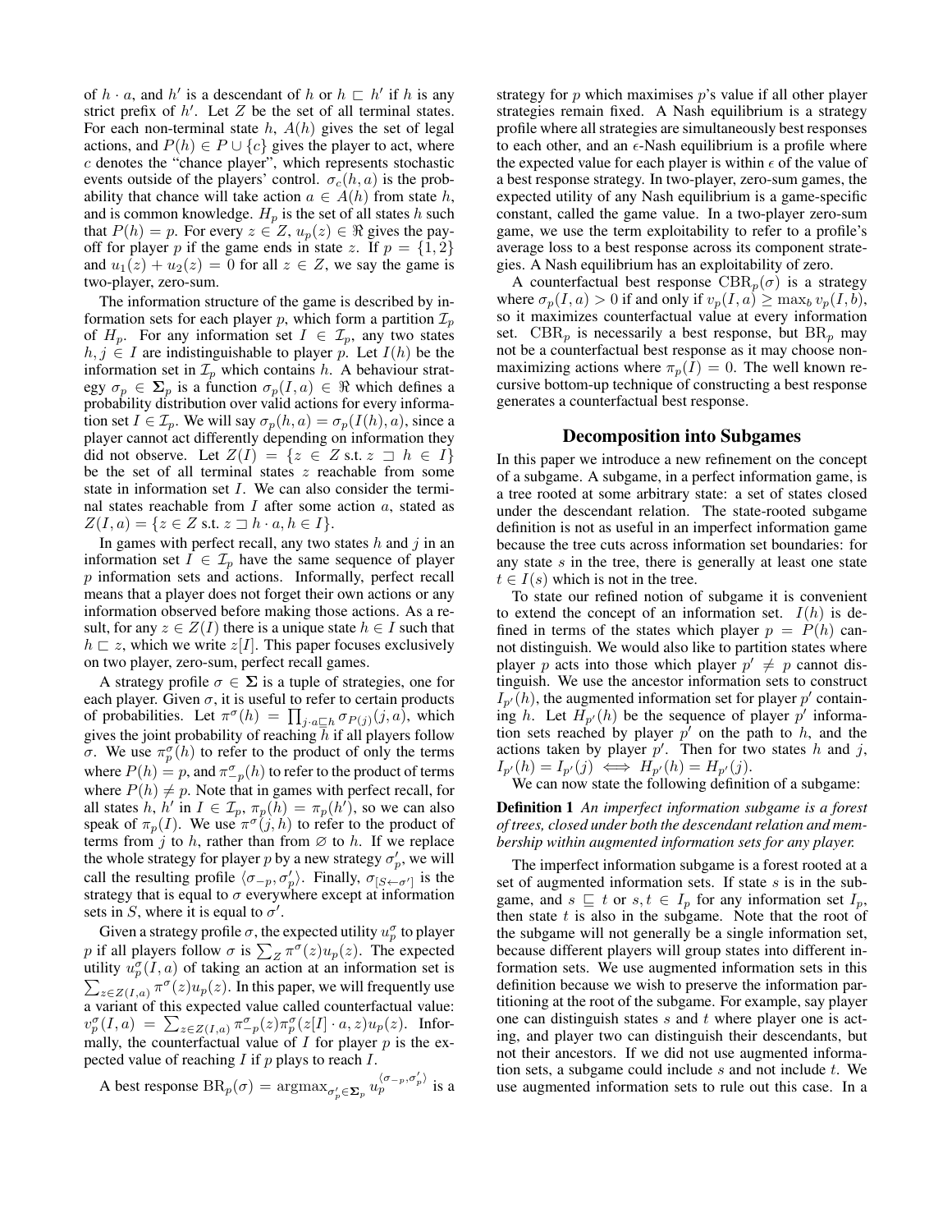of $h \cdot a$, and $h'$ is a descendant of $h$ or $h \sqsubset h'$ if $h$ is any strict prefix of $h'$. Let $Z$ be the set of all terminal states. For each non-terminal state $h$, $A(h)$ gives the set of legal actions, and $P(h) \in P \cup \{c\}$ gives the player to act, where $c$ denotes the "chance player", which represents stochastic events outside of the players' control. $\sigma_c(h,a)$ is the probability that chance will take action $a \in A(h)$ from state $h$, and is common knowledge. $H_p$ is the set of all states $h$ such that $P(h) = p$. For every $z \in Z$, $u_p(z) \in \Re$ gives the payoff for player $p$ if the game ends in state $z$. If $p = \{1, 2\}$ and $u_1(z) + u_2(z) = 0$ for all $z \in Z$, we say the game is two-player, zero-sum.

The information structure of the game is described by information sets for each player $p$, which form a partition $\mathcal{I}_p$ of $H_p$. For any information set $I \in \mathcal{I}_p$, any two states $h, j \in I$ are indistinguishable to player $p$. Let $I(h)$ be the information set in $\mathcal{I}_p$ which contains $h$. A behaviour strategy $\sigma_p \in \mathbf{\Sigma}_p$ is a function $\sigma_p(I, a) \in \Re$ which defines a probability distribution over valid actions for every information set $I \in \mathcal{I}_p$. We will say $\sigma_p(h, a) = \sigma_p(I(h), a)$, since a player cannot act differently depending on information they did not observe. Let $Z(I) = \{z \in Z \text{ s.t. } z \sqsupset h \in I\}$ be the set of all terminal states $z$ reachable from some state in information set $I$. We can also consider the terminal states reachable from $I$ after some action $a$, stated as $Z(I, a) = \{z \in Z \text{ s.t. } z \sqsupset h \cdot a, h \in I\}$.

In games with perfect recall, any two states $h$ and $j$ in an information set $I \in \mathcal{I}_p$ have the same sequence of player $p$ information sets and actions. Informally, perfect recall means that a player does not forget their own actions or any information observed before making those actions. As a result, for any $z \in Z(I)$ there is a unique state $h \in I$ such that $h \sqsubset z$, which we write $z[I]$. This paper focuses exclusively on two player, zero-sum, perfect recall games.

A strategy profile $\sigma \in \mathbf{\Sigma}$ is a tuple of strategies, one for each player. Given $\sigma$, it is useful to refer to certain products of probabilities. Let $\pi^\sigma(h) = \prod_{j \cdot a \sqsubseteq h} \sigma_{P(j)}(j, a)$, which gives the joint probability of reaching $h$ if all players follow $\sigma$. We use $\pi^\sigma_p(h)$ to refer to the product of only the terms where $P(h) = p$, and $\pi^\sigma_{-p}(h)$ to refer to the product of terms where $P(h) \neq p$. Note that in games with perfect recall, for all states $h$, $h'$ in $I \in \mathcal{I}_p$, $\pi_p(h) = \pi_p(h')$, so we can also speak of $\pi_p(I)$. We use $\pi^\sigma(j, h)$ to refer to the product of terms from $j$ to $h$, rather than from $\varnothing$ to $h$. If we replace the whole strategy for player $p$ by a new strategy $\sigma'_p$, we will call the resulting profile $\langle \sigma_{-p}, \sigma'_p \rangle$. Finally, $\sigma_{[S \leftarrow \sigma']}$ is the strategy that is equal to $\sigma$ everywhere except at information sets in $S$, where it is equal to $\sigma'$.

Given a strategy profile $\sigma$, the expected utility $u^\sigma_p$ to player $p$ if all players follow $\sigma$ is $\sum_Z \pi^\sigma(z) u_p(z)$. The expected utility $u^\sigma_p(I, a)$ of taking an action at an information set is $\sum_{z \in Z(I,a)} \pi^\sigma(z) u_p(z)$. In this paper, we will frequently use a variant of this expected value called counterfactual value: $v^\sigma_p(I, a) = \sum_{z \in Z(I,a)} \pi^\sigma_{-p}(z) \pi^\sigma_p(z[I] \cdot a, z) u_p(z)$. Informally, the counterfactual value of $I$ for player $p$ is the expected value of reaching $I$ if $p$ plays to reach $I$.

A best response $\text{BR}_p(\sigma) = \text{argmax}_{\sigma'_p \in \mathbf{\Sigma}_p} u_p^{\langle \sigma_{-p}, \sigma'_p \rangle}$ is a strategy for $p$ which maximises $p$'s value if all other player strategies remain fixed. A Nash equilibrium is a strategy profile where all strategies are simultaneously best responses to each other, and an $\epsilon$-Nash equilibrium is a profile where the expected value for each player is within $\epsilon$ of the value of a best response strategy. In two-player, zero-sum games, the expected utility of any Nash equilibrium is a game-specific constant, called the game value. In a two-player zero-sum game, we use the term exploitability to refer to a profile's average loss to a best response across its component strategies. A Nash equilibrium has an exploitability of zero.

A counterfactual best response $\text{CBR}_p(\sigma)$ is a strategy where $\sigma_p(I, a) > 0$ if and only if $v_p(I, a) \geq \max_b v_p(I, b)$, so it maximizes counterfactual value at every information set. $\text{CBR}_p$ is necessarily a best response, but $\text{BR}_p$ may not be a counterfactual best response as it may choose non-maximizing actions where $\pi_p(I) = 0$. The well known recursive bottom-up technique of constructing a best response generates a counterfactual best response.

## Decomposition into Subgames

In this paper we introduce a new refinement on the concept of a subgame. A subgame, in a perfect information game, is a tree rooted at some arbitrary state: a set of states closed under the descendant relation. The state-rooted subgame definition is not as useful in an imperfect information game because the tree cuts across information set boundaries: for any state $s$ in the tree, there is generally at least one state $t \in I(s)$ which is not in the tree.

To state our refined notion of subgame it is convenient to extend the concept of an information set. $I(h)$ is defined in terms of the states which player $p = P(h)$ cannot distinguish. We would also like to partition states where player $p$ acts into those which player $p' \neq p$ cannot distinguish. We use the ancestor information sets to construct $I_{p'}(h)$, the augmented information set for player $p'$ containing $h$. Let $H_{p'}(h)$ be the sequence of player $p'$ information sets reached by player $p'$ on the path to $h$, and the actions taken by player $p'$. Then for two states $h$ and $j$, $I_{p'}(h) = I_{p'}(j) \iff H_{p'}(h) = H_{p'}(j)$.

We can now state the following definition of a subgame:

**Definition 1** *An imperfect information subgame is a forest of trees, closed under both the descendant relation and membership within augmented information sets for any player.*

The imperfect information subgame is a forest rooted at a set of augmented information sets. If state $s$ is in the subgame, and $s \sqsubseteq t$ or $s, t \in I_p$ for any information set $I_p$, then state $t$ is also in the subgame. Note that the root of the subgame will not generally be a single information set, because different players will group states into different information sets. We use augmented information sets in this definition because we wish to preserve the information partitioning at the root of the subgame. For example, say player one can distinguish states $s$ and $t$ where player one is acting, and player two can distinguish their descendants, but not their ancestors. If we did not use augmented information sets, a subgame could include $s$ and not include $t$. We use augmented information sets to rule out this case. In a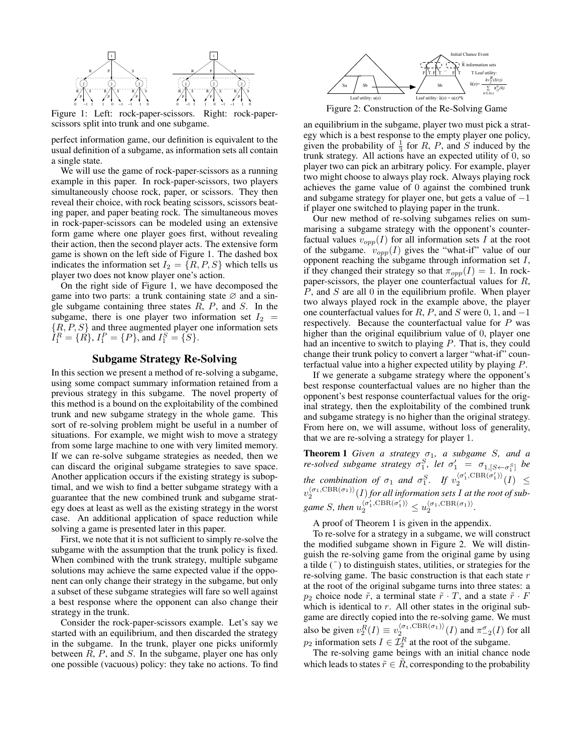Figure 1: Left: rock-paper-scissors. Right: rock-paper-scissors split into trunk and one subgame.

perfect information game, our definition is equivalent to the usual definition of a subgame, as information sets all contain a single state.

We will use the game of rock-paper-scissors as a running example in this paper. In rock-paper-scissors, two players simultaneously choose rock, paper, or scissors. They then reveal their choice, with rock beating scissors, scissors beating paper, and paper beating rock. The simultaneous moves in rock-paper-scissors can be modeled using an extensive form game where one player goes first, without revealing their action, then the second player acts. The extensive form game is shown on the left side of Figure 1. The dashed box indicates the information set $I_2 = \{R, P, S\}$ which tells us player two does not know player one's action.

On the right side of Figure 1, we have decomposed the game into two parts: a trunk containing state $\varnothing$ and a single subgame containing three states $R$, $P$, and $S$. In the subgame, there is one player two information set $I_2 = \{R, P, S\}$ and three augmented player one information sets $I_1^R = \{R\}$, $I_1^P = \{P\}$, and $I_1^S = \{S\}$.

## Subgame Strategy Re-Solving

In this section we present a method of re-solving a subgame, using some compact summary information retained from a previous strategy in this subgame. The novel property of this method is a bound on the exploitability of the combined trunk and new subgame strategy in the whole game. This sort of re-solving problem might be useful in a number of situations. For example, we might wish to move a strategy from some large machine to one with very limited memory. If we can re-solve subgame strategies as needed, then we can discard the original subgame strategies to save space. Another application occurs if the existing strategy is suboptimal, and we wish to find a better subgame strategy with a guarantee that the new combined trunk and subgame strategy does at least as well as the existing strategy in the worst case. An additional application of space reduction while solving a game is presented later in this paper.

First, we note that it is not sufficient to simply re-solve the subgame with the assumption that the trunk policy is fixed. When combined with the trunk strategy, multiple subgame solutions may achieve the same expected value if the opponent can only change their strategy in the subgame, but only a subset of these subgame strategies will fare so well against a best response where the opponent can also change their strategy in the trunk.

Consider the rock-paper-scissors example. Let's say we started with an equilibrium, and then discarded the strategy in the subgame. In the trunk, player one picks uniformly between $R$, $P$, and $S$. In the subgame, player one has only one possible (vacuous) policy: they take no actions. To find an equilibrium in the subgame, player two must pick a strategy which is a best response to the empty player one policy, given the probability of $\frac{1}{3}$ for $R$, $P$, and $S$ induced by the trunk strategy. All actions have an expected utility of 0, so player two can pick an arbitrary policy. For example, player two might choose to always play rock. Always playing rock achieves the game value of 0 against the combined trunk and subgame strategy for player one, but gets a value of $-1$ if player one switched to playing paper in the trunk.

Figure 2: Construction of the Re-Solving Game

Our new method of re-solving subgames relies on summarising a subgame strategy with the opponent's counterfactual values $v_{opp}(I)$ for all information sets $I$ at the root of the subgame. $v_{opp}(I)$ gives the "what-if" value of our opponent reaching the subgame through information set $I$, if they changed their strategy so that $\pi_{opp}(I) = 1$. In rock-paper-scissors, the player one counterfactual values for $R$, $P$, and $S$ are all 0 in the equilibrium profile. When player two always played rock in the example above, the player one counterfactual values for $R$, $P$, and $S$ were 0, 1, and $-1$ respectively. Because the counterfactual value for $P$ was higher than the original equilibrium value of 0, player one had an incentive to switch to playing $P$. That is, they could change their trunk policy to convert a larger "what-if" counterfactual value into a higher expected utility by playing $P$.

If we generate a subgame strategy where the opponent's best response counterfactual values are no higher than the opponent's best response counterfactual values for the original strategy, then the exploitability of the combined trunk and subgame strategy is no higher than the original strategy. From here on, we will assume, without loss of generality, that we are re-solving a strategy for player 1.

**Theorem 1** *Given a strategy $\sigma_1$, a subgame $S$, and a re-solved subgame strategy $\sigma_1^S$, let $\sigma_1' = \sigma_{1,[S \leftarrow \sigma_1^S]}$ be the combination of $\sigma_1$ and $\sigma_1^S$. If $v_2^{\langle \sigma_1', \text{CBR}(\sigma_1') \rangle}(I) \leq v_2^{\langle \sigma_1, \text{CBR}(\sigma_1) \rangle}(I)$ for all information sets $I$ at the root of subgame $S$, then $u_2^{\langle \sigma_1', \text{CBR}(\sigma_1') \rangle} \leq u_2^{\langle \sigma_1, \text{CBR}(\sigma_1) \rangle}$.*

A proof of Theorem 1 is given in the appendix.

To re-solve for a strategy in a subgame, we will construct the modified subgame shown in Figure 2. We will distinguish the re-solving game from the original game by using a tilde ( $\tilde{}$ ) to distinguish states, utilities, or strategies for the re-solving game. The basic construction is that each state $r$ at the root of the original subgame turns into three states: a $p_2$ choice node $\tilde{r}$, a terminal state $\tilde{r} \cdot T$, and a state $\tilde{r} \cdot F$ which is identical to $r$. All other states in the original subgame are directly copied into the re-solving game. We must also be given $v_2^R(I) \equiv v_2^{\langle \sigma_1, \text{CBR}(\sigma_1) \rangle}(I)$ and $\pi_{-2}^{\sigma}(I)$ for all $p_2$ information sets $I \in \mathcal{I}_2^R$ at the root of the subgame.

The re-solving game beings with an initial chance node which leads to states $\tilde{r} \in \tilde{R}$, corresponding to the probability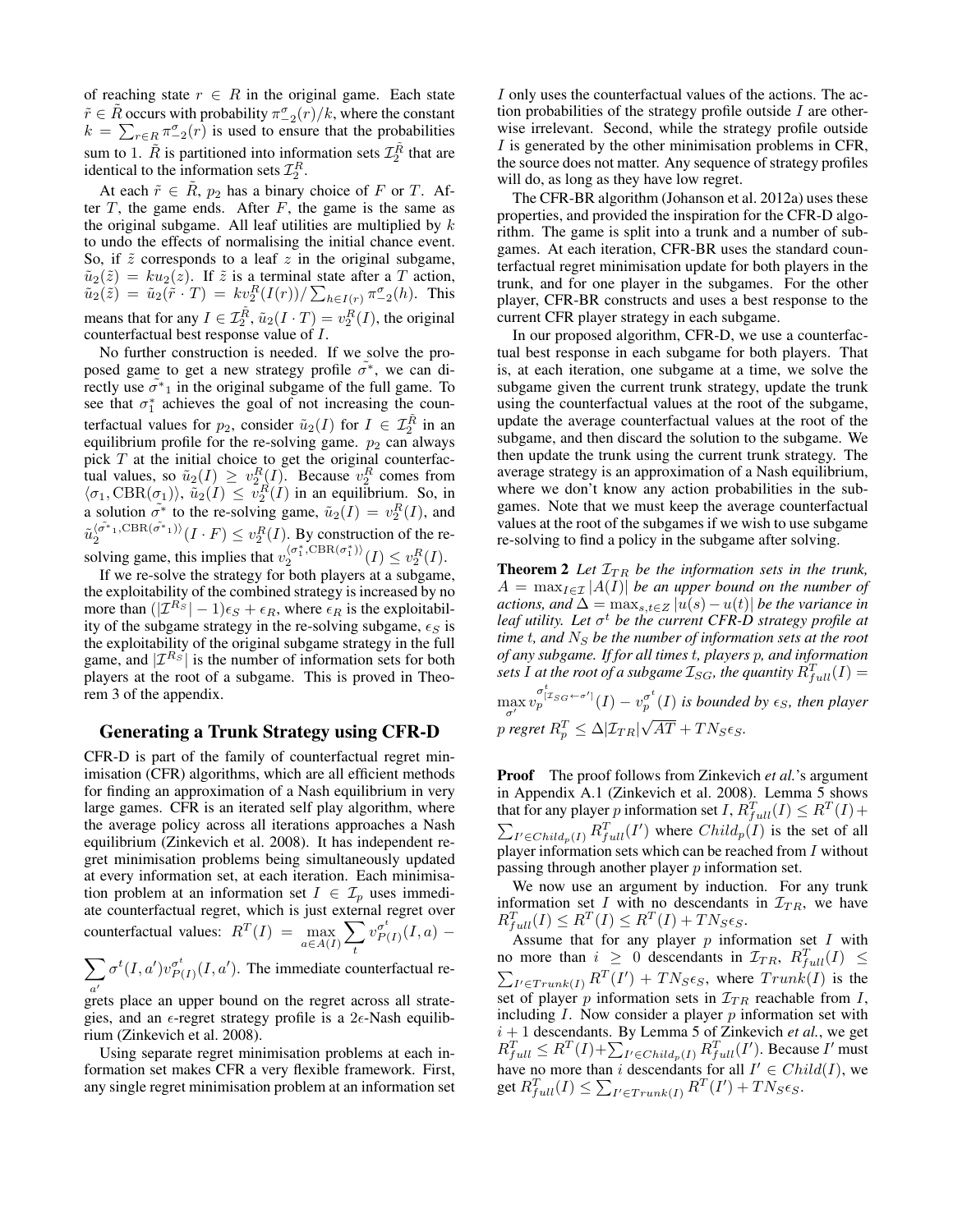of reaching state $r \in R$ in the original game. Each state $\tilde{r} \in \tilde{R}$ occurs with probability $\pi^{\sigma}_{-2}(r)/k$, where the constant $k = \sum_{r \in R} \pi^{\sigma}_{-2}(r)$ is used to ensure that the probabilities sum to 1. $\tilde{R}$ is partitioned into information sets $\mathcal{I}_2^{\tilde{R}}$ that are identical to the information sets $\mathcal{I}_2^R$.

At each $\tilde{r} \in \tilde{R}$, $p_2$ has a binary choice of $F$ or $T$. After $T$, the game ends. After $F$, the game is the same as the original subgame. All leaf utilities are multiplied by $k$ to undo the effects of normalising the initial chance event. So, if $\tilde{z}$ corresponds to a leaf $z$ in the original subgame, $\tilde{u}_2(\tilde{z}) = k u_2(z)$. If $\tilde{z}$ is a terminal state after a $T$ action, $\tilde{u}_2(\tilde{z}) = \tilde{u}_2(\tilde{r} \cdot T) = k v_2^R(I(r)) / \sum_{h \in I(r)} \pi^{\sigma}_{-2}(h)$. This means that for any $I \in \mathcal{I}_2^{\tilde{R}}$, $\tilde{u}_2(I \cdot T) = v_2^R(I)$, the original counterfactual best response value of $I$.

No further construction is needed. If we solve the proposed game to get a new strategy profile $\tilde{\sigma}^*$, we can directly use $\tilde{\sigma}^*_1$ in the original subgame of the full game. To see that $\sigma_1^*$ achieves the goal of not increasing the counterfactual values for $p_2$, consider $\tilde{u}_2(I)$ for $I \in \mathcal{I}_2^{\tilde{R}}$ in an equilibrium profile for the re-solving game. $p_2$ can always pick $T$ at the initial choice to get the original counterfactual values, so $\tilde{u}_2(I) \geq v_2^R(I)$. Because $v_2^R$ comes from $\langle \sigma_1, \text{CBR}(\sigma_1) \rangle$, $\tilde{u}_2(I) \leq v_2^{\tilde{R}}(I)$ in an equilibrium. So, in a solution $\tilde{\sigma}^*$ to the re-solving game, $\tilde{u}_2(I) = v_2^R(I)$, and $\tilde{u}_2^{\langle \tilde{\sigma}^*_1, \text{CBR}(\tilde{\sigma}^*_1) \rangle}(I \cdot F) \leq v_2^R(I)$. By construction of the re-solving game, this implies that $v_2^{\langle \sigma_1^*, \text{CBR}(\sigma_1^*) \rangle}(I) \leq v_2^R(I)$.

If we re-solve the strategy for both players at a subgame, the exploitability of the combined strategy is increased by no more than $(|\mathcal{I}^{R_S}| - 1)\epsilon_S + \epsilon_R$, where $\epsilon_R$ is the exploitability of the subgame strategy in the re-solving subgame, $\epsilon_S$ is the exploitability of the original subgame strategy in the full game, and $|\mathcal{I}^{R_S}|$ is the number of information sets for both players at the root of a subgame. This is proved in Theorem 3 of the appendix.

## Generating a Trunk Strategy using CFR-D

CFR-D is part of the family of counterfactual regret minimisation (CFR) algorithms, which are all efficient methods for finding an approximation of a Nash equilibrium in very large games. CFR is an iterated self play algorithm, where the average policy across all iterations approaches a Nash equilibrium (Zinkevich et al. 2008). It has independent regret minimisation problems being simultaneously updated at every information set, at each iteration. Each minimisation problem at an information set $I \in \mathcal{I}_p$ uses immediate counterfactual regret, which is just external regret over counterfactual values: $R^T(I) = \max_{a \in A(I)} \sum_t v_{P(I)}^{\sigma^t}(I, a) - \sum_{a'} \sigma^t(I, a') v_{P(I)}^{\sigma^t}(I, a')$. The immediate counterfactual regrets place an upper bound on the regret across all strategies, and an $\epsilon$-regret strategy profile is a $2\epsilon$-Nash equilibrium (Zinkevich et al. 2008).

Using separate regret minimisation problems at each information set makes CFR a very flexible framework. First, any single regret minimisation problem at an information set $I$ only uses the counterfactual values of the actions. The action probabilities of the strategy profile outside $I$ are otherwise irrelevant. Second, while the strategy profile outside $I$ is generated by the other minimisation problems in CFR, the source does not matter. Any sequence of strategy profiles will do, as long as they have low regret.

The CFR-BR algorithm (Johanson et al. 2012a) uses these properties, and provided the inspiration for the CFR-D algorithm. The game is split into a trunk and a number of subgames. At each iteration, CFR-BR uses the standard counterfactual regret minimisation update for both players in the trunk, and for one player in the subgames. For the other player, CFR-BR constructs and uses a best response to the current CFR player strategy in each subgame.

In our proposed algorithm, CFR-D, we use a counterfactual best response in each subgame for both players. That is, at each iteration, one subgame at a time, we solve the subgame given the current trunk strategy, update the trunk using the counterfactual values at the root of the subgame, update the average counterfactual values at the root of the subgame, and then discard the solution to the subgame. We then update the trunk using the current trunk strategy. The average strategy is an approximation of a Nash equilibrium, where we don't know any action probabilities in the subgames. Note that we must keep the average counterfactual values at the root of the subgames if we wish to use subgame re-solving to find a policy in the subgame after solving.

**Theorem 2** *Let $\mathcal{I}_{TR}$ be the information sets in the trunk, $A = \max_{I \in \mathcal{I}} |A(I)|$ be an upper bound on the number of actions, and $\Delta = \max_{s,t \in Z} |u(s) - u(t)|$ be the variance in leaf utility. Let $\sigma^t$ be the current CFR-D strategy profile at time $t$, and $N_S$ be the number of information sets at the root of any subgame. If for all times $t$, players $p$, and information sets $I$ at the root of a subgame $\mathcal{I}_{SG}$, the quantity $R_{full}^T(I) = \max_{\sigma'} v_p^{\sigma^t_{[\mathcal{I}_{SG} \leftarrow \sigma']}}(I) - v_p^{\sigma^t}(I)$ is bounded by $\epsilon_S$, then player $p$ regret $R_p^T \leq \Delta |\mathcal{I}_{TR}| \sqrt{AT} + T N_S \epsilon_S$.*

**Proof** The proof follows from Zinkevich *et al.*'s argument in Appendix A.1 (Zinkevich et al. 2008). Lemma 5 shows that for any player $p$ information set $I$, $R_{full}^T(I) \leq R^T(I) + \sum_{I' \in Child_p(I)} R_{full}^T(I')$ where $Child_p(I)$ is the set of all player information sets which can be reached from $I$ without passing through another player $p$ information set.

We now use an argument by induction. For any trunk information set $I$ with no descendants in $\mathcal{I}_{TR}$, we have $R_{full}^T(I) \leq R^T(I) \leq R^T(I) + T N_S \epsilon_S$.

Assume that for any player $p$ information set $I$ with no more than $i \geq 0$ descendants in $\mathcal{I}_{TR}$, $R_{full}^T(I) \leq \sum_{I' \in Trunk(I)} R^T(I') + T N_S \epsilon_S$, where $Trunk(I)$ is the set of player $p$ information sets in $\mathcal{I}_{TR}$ reachable from $I$, including $I$. Now consider a player $p$ information set with $i+1$ descendants. By Lemma 5 of Zinkevich *et al.*, we get $R_{full}^T \leq R^T(I) + \sum_{I' \in Child_p(I)} R_{full}^T(I')$. Because $I'$ must have no more than $i$ descendants for all $I' \in Child(I)$, we get $R_{full}^T(I) \leq \sum_{I' \in Trunk(I)} R^T(I') + T N_S \epsilon_S$.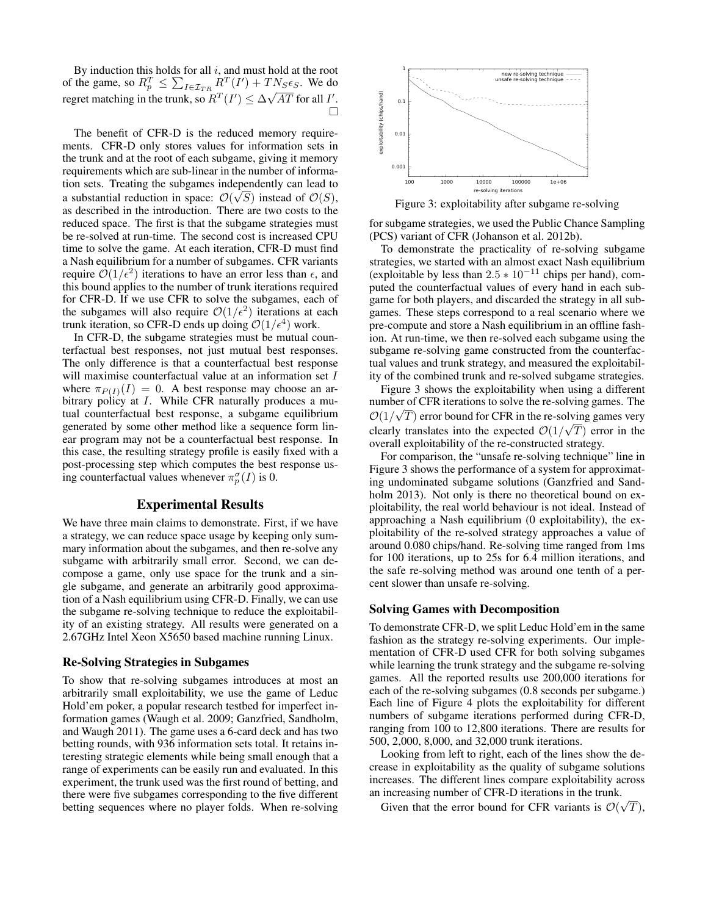By induction this holds for all $i$, and must hold at the root of the game, so $R_p^T \leq \sum_{I \in \mathcal{I}_{TR}} R^T(I') + TN_S\epsilon_S$. We do regret matching in the trunk, so $R^T(I') \leq \Delta\sqrt{AT}$ for all $I'$. □

The benefit of CFR-D is the reduced memory requirements. CFR-D only stores values for information sets in the trunk and at the root of each subgame, giving it memory requirements which are sub-linear in the number of information sets. Treating the subgames independently can lead to a substantial reduction in space: $\mathcal{O}(\sqrt{S})$ instead of $\mathcal{O}(S)$, as described in the introduction. There are two costs to the reduced space. The first is that the subgame strategies must be re-solved at run-time. The second cost is increased CPU time to solve the game. At each iteration, CFR-D must find a Nash equilibrium for a number of subgames. CFR variants require $\mathcal{O}(1/\epsilon^2)$ iterations to have an error less than $\epsilon$, and this bound applies to the number of trunk iterations required for CFR-D. If we use CFR to solve the subgames, each of the subgames will also require $\mathcal{O}(1/\epsilon^2)$ iterations at each trunk iteration, so CFR-D ends up doing $\mathcal{O}(1/\epsilon^4)$ work.

In CFR-D, the subgame strategies must be mutual counterfactual best responses, not just mutual best responses. The only difference is that a counterfactual best response will maximise counterfactual value at an information set $I$ where $\pi_{P(I)}(I) = 0$. A best response may choose an arbitrary policy at $I$. While CFR naturally produces a mutual counterfactual best response, a subgame equilibrium generated by some other method like a sequence form linear program may not be a counterfactual best response. In this case, the resulting strategy profile is easily fixed with a post-processing step which computes the best response using counterfactual values whenever $\pi_p^\sigma(I)$ is 0.

## Experimental Results

We have three main claims to demonstrate. First, if we have a strategy, we can reduce space usage by keeping only summary information about the subgames, and then re-solve any subgame with arbitrarily small error. Second, we can decompose a game, only use space for the trunk and a single subgame, and generate an arbitrarily good approximation of a Nash equilibrium using CFR-D. Finally, we can use the subgame re-solving technique to reduce the exploitability of an existing strategy. All results were generated on a 2.67GHz Intel Xeon X5650 based machine running Linux.

### Re-Solving Strategies in Subgames

To show that re-solving subgames introduces at most an arbitrarily small exploitability, we use the game of Leduc Hold'em poker, a popular research testbed for imperfect information games (Waugh et al. 2009; Ganzfried, Sandholm, and Waugh 2011). The game uses a 6-card deck and has two betting rounds, with 936 information sets total. It retains interesting strategic elements while being small enough that a range of experiments can be easily run and evaluated. In this experiment, the trunk used was the first round of betting, and there were five subgames corresponding to the five different betting sequences where no player folds. When re-solving for subgame strategies, we used the Public Chance Sampling (PCS) variant of CFR (Johanson et al. 2012b).

Figure 3: exploitability after subgame re-solving

To demonstrate the practicality of re-solving subgame strategies, we started with an almost exact Nash equilibrium (exploitable by less than $2.5 * 10^{-11}$ chips per hand), computed the counterfactual values of every hand in each subgame for both players, and discarded the strategy in all subgames. These steps correspond to a real scenario where we pre-compute and store a Nash equilibrium in an offline fashion. At run-time, we then re-solved each subgame using the subgame re-solving game constructed from the counterfactual values and trunk strategy, and measured the exploitability of the combined trunk and re-solved subgame strategies.

Figure 3 shows the exploitability when using a different number of CFR iterations to solve the re-solving games. The $\mathcal{O}(1/\sqrt{T})$ error bound for CFR in the re-solving games very clearly translates into the expected $\mathcal{O}(1/\sqrt{T})$ error in the overall exploitability of the re-constructed strategy.

For comparison, the "unsafe re-solving technique" line in Figure 3 shows the performance of a system for approximating undominated subgame solutions (Ganzfried and Sandholm 2013). Not only is there no theoretical bound on exploitability, the real world behaviour is not ideal. Instead of approaching a Nash equilibrium (0 exploitability), the exploitability of the re-solved strategy approaches a value of around 0.080 chips/hand. Re-solving time ranged from 1ms for 100 iterations, up to 25s for 6.4 million iterations, and the safe re-solving method was around one tenth of a percent slower than unsafe re-solving.

### Solving Games with Decomposition

To demonstrate CFR-D, we split Leduc Hold'em in the same fashion as the strategy re-solving experiments. Our implementation of CFR-D used CFR for both solving subgames while learning the trunk strategy and the subgame re-solving games. All the reported results use 200,000 iterations for each of the re-solving subgames (0.8 seconds per subgame.) Each line of Figure 4 plots the exploitability for different numbers of subgame iterations performed during CFR-D, ranging from 100 to 12,800 iterations. There are results for 500, 2,000, 8,000, and 32,000 trunk iterations.

Looking from left to right, each of the lines show the decrease in exploitability as the quality of subgame solutions increases. The different lines compare exploitability across an increasing number of CFR-D iterations in the trunk.

Given that the error bound for CFR variants is $\mathcal{O}(\sqrt{T})$,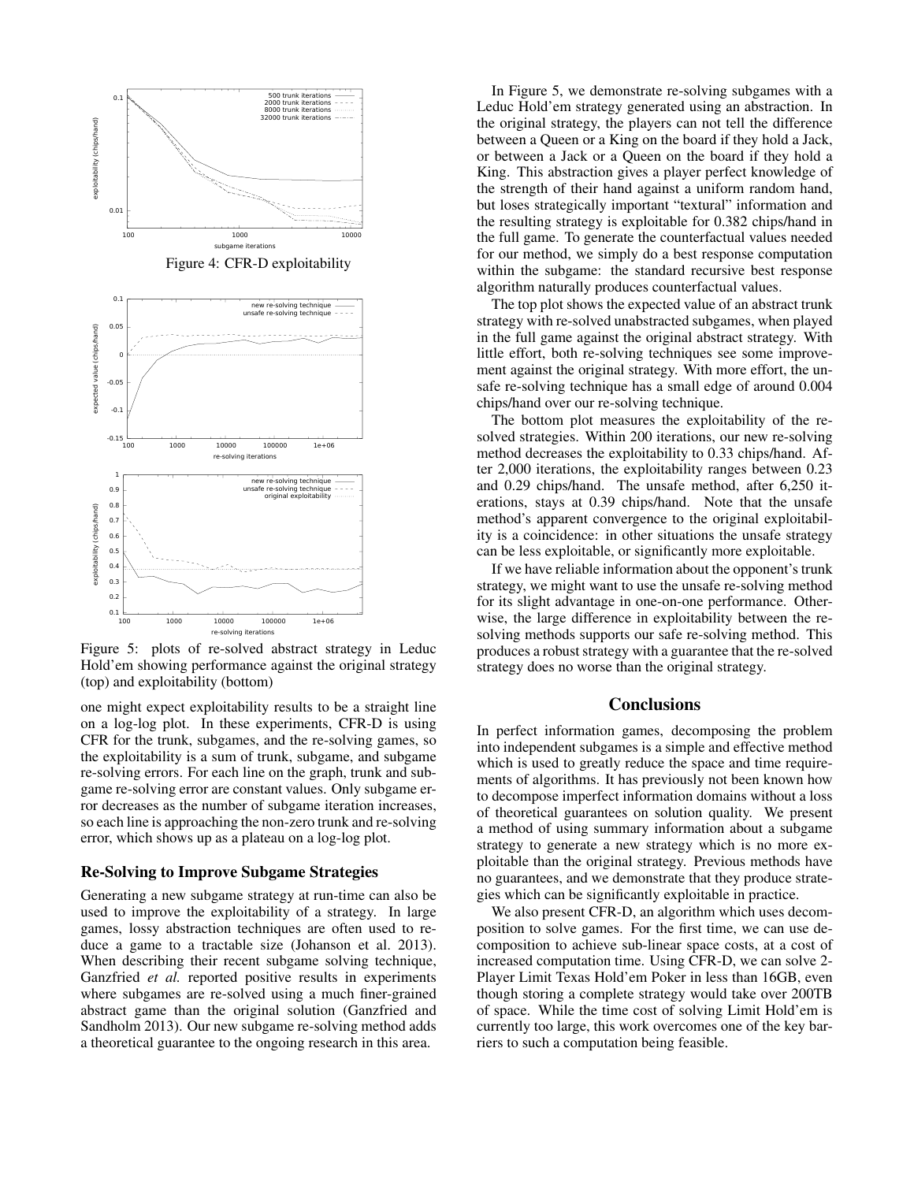Figure 4: CFR-D exploitability

Figure 5: plots of re-solved abstract strategy in Leduc Hold'em showing performance against the original strategy (top) and exploitability (bottom)

one might expect exploitability results to be a straight line on a log-log plot. In these experiments, CFR-D is using CFR for the trunk, subgames, and the re-solving games, so the exploitability is a sum of trunk, subgame, and subgame re-solving errors. For each line on the graph, trunk and subgame re-solving error are constant values. Only subgame error decreases as the number of subgame iteration increases, so each line is approaching the non-zero trunk and re-solving error, which shows up as a plateau on a log-log plot.

### Re-Solving to Improve Subgame Strategies

Generating a new subgame strategy at run-time can also be used to improve the exploitability of a strategy. In large games, lossy abstraction techniques are often used to reduce a game to a tractable size (Johanson et al. 2013). When describing their recent subgame solving technique, Ganzfried *et al.* reported positive results in experiments where subgames are re-solved using a much finer-grained abstract game than the original solution (Ganzfried and Sandholm 2013). Our new subgame re-solving method adds a theoretical guarantee to the ongoing research in this area.

In Figure 5, we demonstrate re-solving subgames with a Leduc Hold'em strategy generated using an abstraction. In the original strategy, the players can not tell the difference between a Queen or a King on the board if they hold a Jack, or between a Jack or a Queen on the board if they hold a King. This abstraction gives a player perfect knowledge of the strength of their hand against a uniform random hand, but loses strategically important "textural" information and the resulting strategy is exploitable for 0.382 chips/hand in the full game. To generate the counterfactual values needed for our method, we simply do a best response computation within the subgame: the standard recursive best response algorithm naturally produces counterfactual values.

The top plot shows the expected value of an abstract trunk strategy with re-solved unabstracted subgames, when played in the full game against the original abstract strategy. With little effort, both re-solving techniques see some improvement against the original strategy. With more effort, the unsafe re-solving technique has a small edge of around 0.004 chips/hand over our re-solving technique.

The bottom plot measures the exploitability of the re-solved strategies. Within 200 iterations, our new re-solving method decreases the exploitability to 0.33 chips/hand. After 2,000 iterations, the exploitability ranges between 0.23 and 0.29 chips/hand. The unsafe method, after 6,250 iterations, stays at 0.39 chips/hand. Note that the unsafe method's apparent convergence to the original exploitability is a coincidence: in other situations the unsafe strategy can be less exploitable, or significantly more exploitable.

If we have reliable information about the opponent's trunk strategy, we might want to use the unsafe re-solving method for its slight advantage in one-on-one performance. Otherwise, the large difference in exploitability between the re-solving methods supports our safe re-solving method. This produces a robust strategy with a guarantee that the re-solved strategy does no worse than the original strategy.

## Conclusions

In perfect information games, decomposing the problem into independent subgames is a simple and effective method which is used to greatly reduce the space and time requirements of algorithms. It has previously not been known how to decompose imperfect information domains without a loss of theoretical guarantees on solution quality. We present a method of using summary information about a subgame strategy to generate a new strategy which is no more exploitable than the original strategy. Previous methods have no guarantees, and we demonstrate that they produce strategies which can be significantly exploitable in practice.

We also present CFR-D, an algorithm which uses decomposition to solve games. For the first time, we can use decomposition to achieve sub-linear space costs, at a cost of increased computation time. Using CFR-D, we can solve 2-Player Limit Texas Hold'em Poker in less than 16GB, even though storing a complete strategy would take over 200TB of space. While the time cost of solving Limit Hold'em is currently too large, this work overcomes one of the key barriers to such a computation being feasible.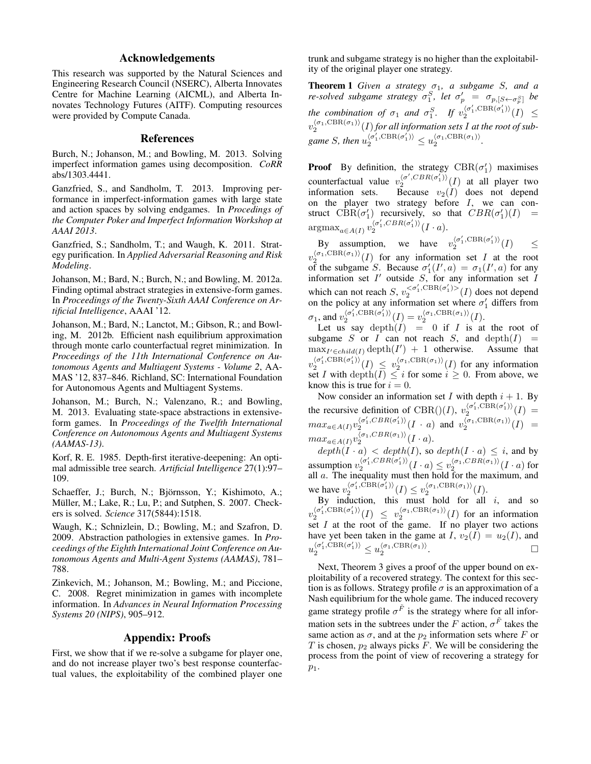## Acknowledgements

This research was supported by the Natural Sciences and Engineering Research Council (NSERC), Alberta Innovates Centre for Machine Learning (AICML), and Alberta Innovates Technology Futures (AITF). Computing resources were provided by Compute Canada.

## References

Burch, N.; Johanson, M.; and Bowling, M. 2013. Solving imperfect information games using decomposition. *CoRR* abs/1303.4441.

Ganzfried, S., and Sandholm, T. 2013. Improving performance in imperfect-information games with large state and action spaces by solving endgames. In *Procedings of the Computer Poker and Imperfect Information Workshop at AAAI 2013*.

Ganzfried, S.; Sandholm, T.; and Waugh, K. 2011. Strategy purification. In *Applied Adversarial Reasoning and Risk Modeling*.

Johanson, M.; Bard, N.; Burch, N.; and Bowling, M. 2012a. Finding optimal abstract strategies in extensive-form games. In *Proceedings of the Twenty-Sixth AAAI Conference on Artificial Intelligence*, AAAI '12.

Johanson, M.; Bard, N.; Lanctot, M.; Gibson, R.; and Bowling, M. 2012b. Efficient nash equilibrium approximation through monte carlo counterfactual regret minimization. In *Proceedings of the 11th International Conference on Autonomous Agents and Multiagent Systems - Volume 2*, AAMAS '12, 837–846. Richland, SC: International Foundation for Autonomous Agents and Multiagent Systems.

Johanson, M.; Burch, N.; Valenzano, R.; and Bowling, M. 2013. Evaluating state-space abstractions in extensive-form games. In *Proceedings of the Twelfth International Conference on Autonomous Agents and Multiagent Systems (AAMAS-13)*.

Korf, R. E. 1985. Depth-first iterative-deepening: An optimal admissible tree search. *Artificial Intelligence* 27(1):97–109.

Schaeffer, J.; Burch, N.; Björnsson, Y.; Kishimoto, A.; Müller, M.; Lake, R.; Lu, P.; and Sutphen, S. 2007. Checkers is solved. *Science* 317(5844):1518.

Waugh, K.; Schnizlein, D.; Bowling, M.; and Szafron, D. 2009. Abstraction pathologies in extensive games. In *Proceedings of the Eighth International Joint Conference on Autonomous Agents and Multi-Agent Systems (AAMAS)*, 781–788.

Zinkevich, M.; Johanson, M.; Bowling, M.; and Piccione, C. 2008. Regret minimization in games with incomplete information. In *Advances in Neural Information Processing Systems 20 (NIPS)*, 905–912.

## Appendix: Proofs

First, we show that if we re-solve a subgame for player one, and do not increase player two's best response counterfactual values, the exploitability of the combined player one trunk and subgame strategy is no higher than the exploitability of the original player one strategy.

**Theorem 1** *Given a strategy $\sigma_1$, a subgame $S$, and a re-solved subgame strategy $\sigma_1^S$, let $\sigma_p' = \sigma_{p,[S\leftarrow\sigma_p^S]}$ be the combination of $\sigma_1$ and $\sigma_1^S$. If $v_2^{\langle\sigma_1',\mathrm{CBR}(\sigma_1')\rangle}(I) \leq v_2^{\langle\sigma_1,\mathrm{CBR}(\sigma_1)\rangle}(I)$ for all information sets $I$ at the root of subgame $S$, then $u_2^{\langle\sigma_1',\mathrm{CBR}(\sigma_1')\rangle} \leq u_2^{\langle\sigma_1,\mathrm{CBR}(\sigma_1)\rangle}$.*

**Proof** By definition, the strategy $\mathrm{CBR}(\sigma_1')$ maximises counterfactual value $v_2^{\langle\sigma',CBR(\sigma_1')\rangle}(I)$ at all player two information sets. Because $v_2(I)$ does not depend on the player two strategy before $I$, we can construct $\mathrm{CBR}(\sigma_1')$ recursively, so that $CBR(\sigma_1')(I) = \mathrm{argmax}_{a\in A(I)} v_2^{\langle\sigma_1',CBR(\sigma_1')\rangle}(I\cdot a)$.

By assumption, we have $v_2^{\langle\sigma_1',\mathrm{CBR}(\sigma_1')\rangle}(I) \leq v_2^{\langle\sigma_1,\mathrm{CBR}(\sigma_1)\rangle}(I)$ for any information set $I$ at the root of the subgame $S$. Because $\sigma_1'(I',a) = \sigma_1(I',a)$ for any information set $I'$ outside $S$, for any information set $I$ which can not reach $S$, $v_2^{<\sigma_1',\mathrm{CBR}(\sigma_1')>}(I)$ does not depend on the policy at any information set where $\sigma_1'$ differs from $\sigma_1$, and $v_2^{\langle\sigma_1',\mathrm{CBR}(\sigma_1')\rangle}(I) = v_2^{\langle\sigma_1,\mathrm{CBR}(\sigma_1)\rangle}(I)$.

Let us say $\mathrm{depth}(I) = 0$ if $I$ is at the root of subgame $S$ or $I$ can not reach $S$, and $\mathrm{depth}(I) = \max_{I'\in child(I)} \mathrm{depth}(I') + 1$ otherwise. Assume that $v_2^{\langle\sigma_1',\mathrm{CBR}(\sigma_1')\rangle}(I) \leq v_2^{\langle\sigma_1,\mathrm{CBR}(\sigma_1)\rangle}(I)$ for any information set $I$ with $\mathrm{depth}(I) \leq i$ for some $i \geq 0$. From above, we know this is true for $i = 0$.

Now consider an information set $I$ with depth $i+1$. By the recursive definition of $\mathrm{CBR}()(I)$, $v_2^{\langle\sigma_1',\mathrm{CBR}(\sigma_1')\rangle}(I) = max_{a\in A(I)} v_2^{\langle\sigma_1',CBR(\sigma_1')\rangle}(I\cdot a)$ and $v_2^{\langle\sigma_1,\mathrm{CBR}(\sigma_1)\rangle}(I) = max_{a\in A(I)} v_2^{\langle\sigma_1,CBR(\sigma_1)\rangle}(I\cdot a)$.

$depth(I\cdot a) < depth(I)$, so $depth(I\cdot a) \leq i$, and by assumption $v_2^{\langle\sigma_1',CBR(\sigma_1')\rangle}(I\cdot a) \leq v_2^{\langle\sigma_1,CBR(\sigma_1)\rangle}(I\cdot a)$ for all $a$. The inequality must then hold for the maximum, and we have $v_2^{\langle\sigma_1',\mathrm{CBR}(\sigma_1')\rangle}(I) \leq v_2^{\langle\sigma_1,\mathrm{CBR}(\sigma_1)\rangle}(I)$.

By induction, this must hold for all $i$, and so $v_2^{\langle\sigma_1',\mathrm{CBR}(\sigma_1')\rangle}(I) \leq v_2^{\langle\sigma_1,\mathrm{CBR}(\sigma_1)\rangle}(I)$ for an information set $I$ at the root of the game. If no player two actions have yet been taken in the game at $I$, $v_2(I) = u_2(I)$, and $u_2^{\langle\sigma_1',\mathrm{CBR}(\sigma_1')\rangle} \leq u_2^{\langle\sigma_1,\mathrm{CBR}(\sigma_1)\rangle}$. □

Next, Theorem 3 gives a proof of the upper bound on exploitability of a recovered strategy. The context for this section is as follows. Strategy profile $\sigma$ is an approximation of a Nash equilibrium for the whole game. The induced recovery game strategy profile $\sigma^{\tilde{F}}$ is the strategy where for all information sets in the subtrees under the $F$ action, $\sigma^{\tilde{F}}$ takes the same action as $\sigma$, and at the $p_2$ information sets where $F$ or $T$ is chosen, $p_2$ always picks $F$. We will be considering the process from the point of view of recovering a strategy for $p_1$.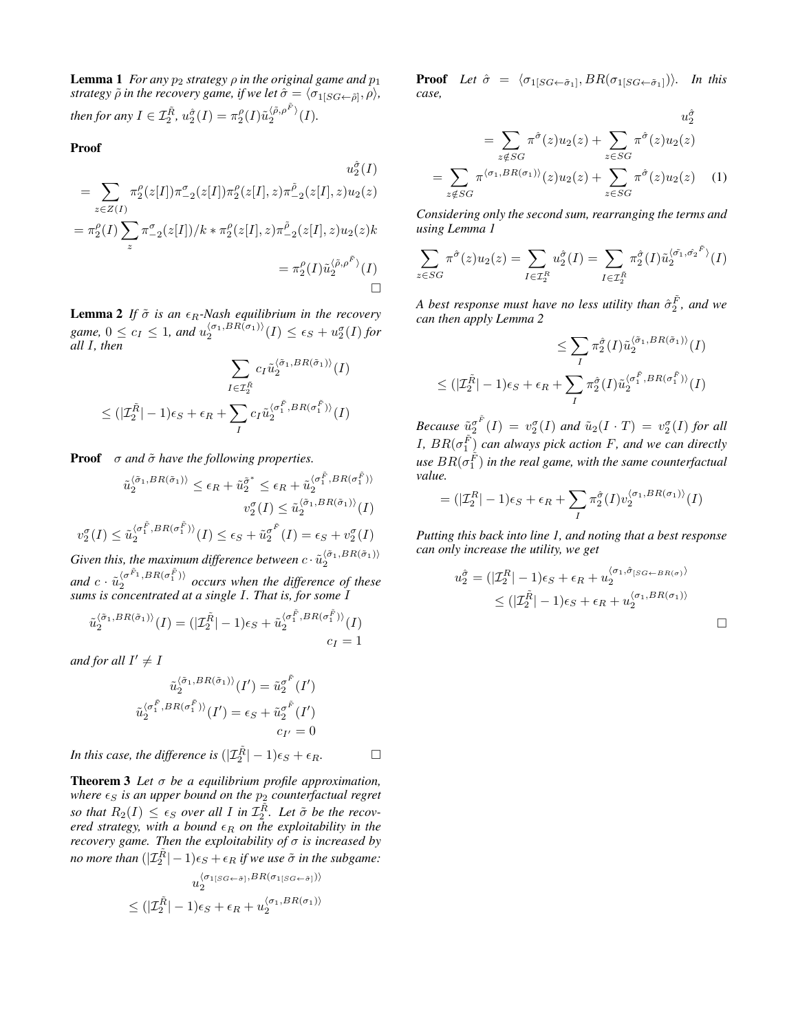**Lemma 1** *For any $p_2$ strategy $\rho$ in the original game and $p_1$ strategy $\tilde{\rho}$ in the recovery game, if we let $\hat{\sigma} = \langle \sigma_{1[SG \leftarrow \tilde{\rho}]}, \rho \rangle$, then for any $I \in \mathcal{I}_2^{\tilde{R}}$, $u_2^{\hat{\sigma}}(I) = \pi_2^{\rho}(I) \tilde{u}_2^{\langle \tilde{\rho}, \rho^{\tilde{F}} \rangle}(I)$.*

**Proof**

$$
\begin{aligned}
& u_2^{\hat{\sigma}}(I) \\
&= \sum_{z \in Z(I)} \pi_2^{\rho}(z[I]) \pi_{-2}^{\sigma}(z[I]) \pi_2^{\rho}(z[I], z) \pi_{-2}^{\tilde{\rho}}(z[I], z) u_2(z) \\
&= \pi_2^{\rho}(I) \sum_{z} \pi_{-2}^{\sigma}(z[I])/k * \pi_2^{\rho}(z[I], z) \pi_{-2}^{\tilde{\rho}}(z[I], z) u_2(z) k \\
&= \pi_2^{\rho}(I) \tilde{u}_2^{\langle \tilde{\rho}, \rho^{\tilde{F}} \rangle}(I)
\end{aligned}
$$

□

**Lemma 2** *If $\tilde{\sigma}$ is an $\epsilon_R$-Nash equilibrium in the recovery game, $0 \leq c_I \leq 1$, and $u_2^{\langle \sigma_1, BR(\sigma_1) \rangle}(I) \leq \epsilon_S + u_2^{\sigma}(I)$ for all $I$, then*

$$
\begin{aligned}
& \sum_{I \in \mathcal{I}_2^{\tilde{R}}} c_I \tilde{u}_2^{\langle \tilde{\sigma}_1, BR(\tilde{\sigma}_1) \rangle}(I) \\
&\leq (|\mathcal{I}_2^{\tilde{R}}| - 1)\epsilon_S + \epsilon_R + \sum_I c_I \tilde{u}_2^{\langle \sigma_1^{\tilde{F}}, BR(\sigma_1^{\tilde{F}}) \rangle}(I)
\end{aligned}
$$

**Proof** *$\sigma$ and $\tilde{\sigma}$ have the following properties.*

$$
\begin{aligned}
\tilde{u}_2^{\langle \tilde{\sigma}_1, BR(\tilde{\sigma}_1) \rangle} \leq \epsilon_R + \tilde{u}_2^{\tilde{\sigma}^*} &\leq \epsilon_R + \tilde{u}_2^{\langle \sigma_1^{\tilde{F}}, BR(\sigma_1^{\tilde{F}}) \rangle} \\
v_2^{\sigma}(I) &\leq \tilde{u}_2^{\langle \tilde{\sigma}_1, BR(\tilde{\sigma}_1) \rangle}(I) \\
v_2^{\sigma}(I) \leq \tilde{u}_2^{\langle \sigma_1^{\tilde{F}}, BR(\sigma_1^{\tilde{F}}) \rangle}(I) &\leq \epsilon_S + \tilde{u}_2^{\sigma^{\tilde{F}}}(I) = \epsilon_S + v_2^{\sigma}(I)
\end{aligned}
$$

*Given this, the maximum difference between $c \cdot \tilde{u}_2^{\langle \tilde{\sigma}_1, BR(\tilde{\sigma}_1) \rangle}$ and $c \cdot \tilde{u}_2^{\langle \sigma^{\tilde{F}_1}, BR(\sigma_1^{\tilde{F}}) \rangle}$ occurs when the difference of these sums is concentrated at a single $I$. That is, for some $I$*

$$
\begin{aligned}
\tilde{u}_2^{\langle \tilde{\sigma}_1, BR(\tilde{\sigma}_1) \rangle}(I) = (|\mathcal{I}_2^{\tilde{R}}| - 1)\epsilon_S + \tilde{u}_2^{\langle \sigma_1^{\tilde{F}}, BR(\sigma_1^{\tilde{F}}) \rangle}(I) \\
c_I = 1
\end{aligned}
$$

*and for all $I' \neq I$*

$$
\begin{aligned}
\tilde{u}_2^{\langle \tilde{\sigma}_1, BR(\tilde{\sigma}_1) \rangle}(I') &= \tilde{u}_2^{\sigma^{\tilde{F}}}(I') \\
\tilde{u}_2^{\langle \sigma_1^{\tilde{F}}, BR(\sigma_1^{\tilde{F}}) \rangle}(I') &= \epsilon_S + \tilde{u}_2^{\sigma^{\tilde{F}}}(I') \\
c_{I'} &= 0
\end{aligned}
$$

*In this case, the difference is $(|\mathcal{I}_2^{\tilde{R}}| - 1)\epsilon_S + \epsilon_R$.* □

**Theorem 3** *Let $\sigma$ be a equilibrium profile approximation, where $\epsilon_S$ is an upper bound on the $p_2$ counterfactual regret so that $R_2(I) \leq \epsilon_S$ over all $I$ in $\mathcal{I}_2^{\tilde{R}}$. Let $\tilde{\sigma}$ be the recovered strategy, with a bound $\epsilon_R$ on the exploitability in the recovery game. Then the exploitability of $\sigma$ is increased by no more than $(|\mathcal{I}_2^{\tilde{R}}| - 1)\epsilon_S + \epsilon_R$ if we use $\tilde{\sigma}$ in the subgame:*

$$
\begin{aligned}
& u_2^{\langle \sigma_{1[SG \leftarrow \tilde{\sigma}]}, BR(\sigma_{1[SG \leftarrow \tilde{\sigma}]}) \rangle} \\
&\leq (|\mathcal{I}_2^{\tilde{R}}| - 1)\epsilon_S + \epsilon_R + u_2^{\langle \sigma_1, BR(\sigma_1) \rangle}
\end{aligned}
$$

**Proof** *Let $\hat{\sigma} = \langle \sigma_{1[SG \leftarrow \tilde{\sigma}_1]}, BR(\sigma_{1[SG \leftarrow \tilde{\sigma}_1]}) \rangle$. In this case,*

$$
\begin{aligned}
& u_2^{\hat{\sigma}} \\
&= \sum_{z \notin SG} \pi^{\hat{\sigma}}(z) u_2(z) + \sum_{z \in SG} \pi^{\hat{\sigma}}(z) u_2(z) \\
&= \sum_{z \notin SG} \pi^{\langle \sigma_1, BR(\sigma_1) \rangle}(z) u_2(z) + \sum_{z \in SG} \pi^{\hat{\sigma}}(z) u_2(z) \qquad (1)
\end{aligned}
$$

*Considering only the second sum, rearranging the terms and using Lemma 1*

$$
\sum_{z \in SG} \pi^{\hat{\sigma}}(z) u_2(z) = \sum_{I \in \mathcal{I}_2^R} u_2^{\hat{\sigma}}(I) = \sum_{I \in \mathcal{I}_2^{\tilde{R}}} \pi_2^{\hat{\sigma}}(I) \tilde{u}_2^{\langle \tilde{\sigma_1}, \hat{\sigma_2}^{\tilde{F}} \rangle}(I)
$$

*A best response must have no less utility than $\hat{\sigma}_2^{\tilde{F}}$, and we can then apply Lemma 2*

$$
\begin{aligned}
&\leq \sum_I \pi_2^{\hat{\sigma}}(I) \tilde{u}_2^{\langle \tilde{\sigma}_1, BR(\tilde{\sigma}_1) \rangle}(I) \\
&\leq (|\mathcal{I}_2^{\tilde{R}}| - 1)\epsilon_S + \epsilon_R + \sum_I \pi_2^{\hat{\sigma}}(I) \tilde{u}_2^{\langle \sigma_1^{\tilde{F}}, BR(\sigma_1^{\tilde{F}}) \rangle}(I)
\end{aligned}
$$

*Because $\tilde{u}_2^{\sigma^{\tilde{F}}}(I) = v_2^{\sigma}(I)$ and $\tilde{u}_2(I \cdot T) = v_2^{\sigma}(I)$ for all $I$, $BR(\sigma_1^{\tilde{F}})$ can always pick action $F$, and we can directly use $BR(\sigma_1^{\tilde{F}})$ in the real game, with the same counterfactual value.*

$$
= (|\mathcal{I}_2^R| - 1)\epsilon_S + \epsilon_R + \sum_I \pi_2^{\hat{\sigma}}(I) v_2^{\langle \sigma_1, BR(\sigma_1) \rangle}(I)
$$

*Putting this back into line 1, and noting that a best response can only increase the utility, we get*

$$
\begin{aligned}
u_2^{\hat{\sigma}} &= (|\mathcal{I}_2^R| - 1)\epsilon_S + \epsilon_R + u_2^{\langle \sigma_1, \hat{\sigma}_{[SG \leftarrow BR(\sigma)]} \rangle} \\
&\leq (|\mathcal{I}_2^{\tilde{R}}| - 1)\epsilon_S + \epsilon_R + u_2^{\langle \sigma_1, BR(\sigma_1) \rangle}
\end{aligned}
$$

□